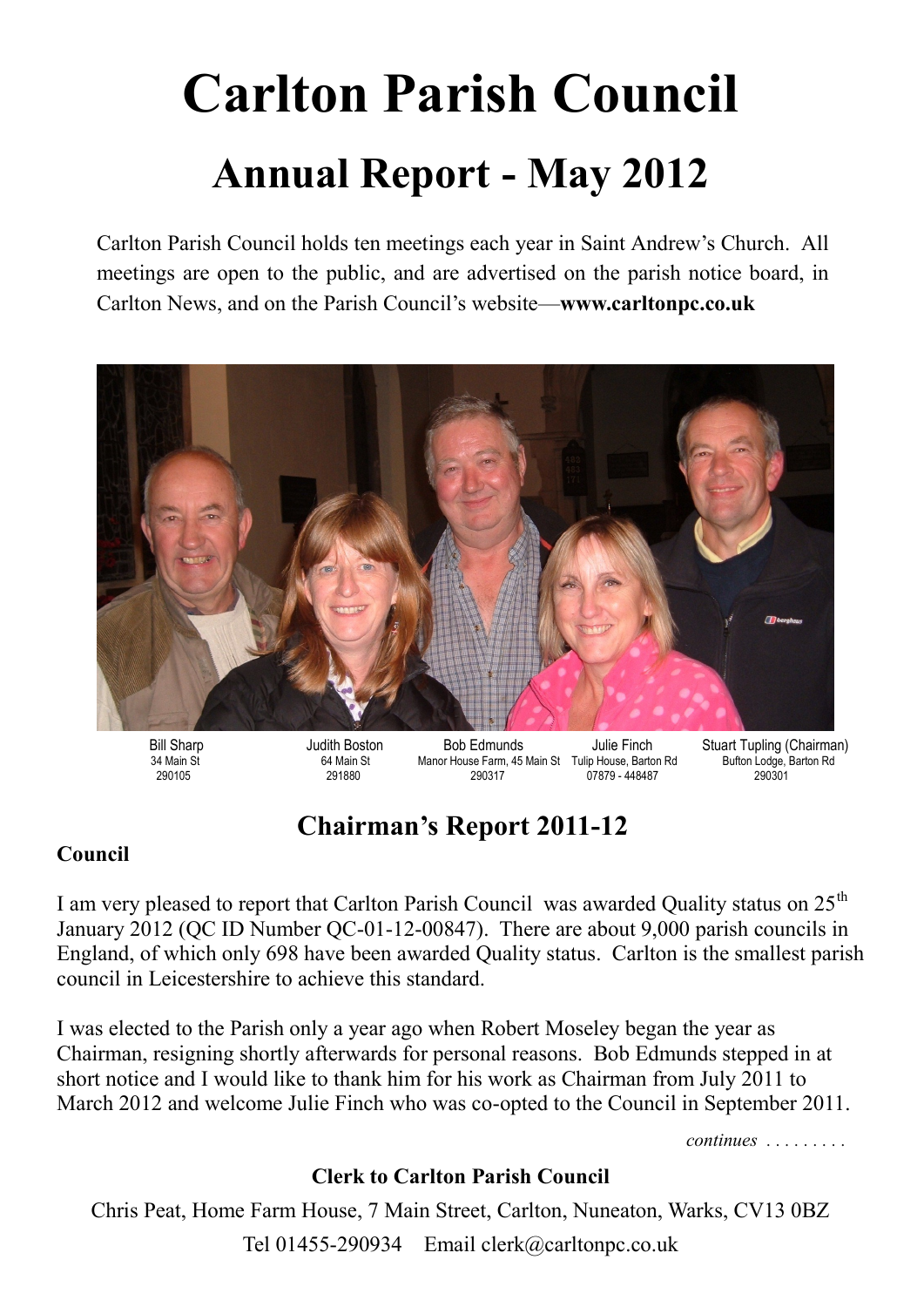# Carlton Parish Council

## Annual Report - May 2012

Carlton Parish Council holds ten meetings each year in Saint Andrew's Church. All meetings are open to the public, and are advertised on the parish notice board, in Carlton News, and on the Parish Council's website—**www.carltonpc.co.uk**

| Bill Sharp | Judith Boston | Bob Edmunds | Julie Finch | Stuart Tupling (Chairman) |
|---|---|---|---|---|
| 34 Main St | 64 Main St | Manor House Farm, 45 Main St | Tulip House, Barton Rd | Bufton Lodge, Barton Rd |
| 290105 | 291880 | 290317 | 07879 - 448487 | 290301 |

## Chairman's Report 2011-12

### Council

I am very pleased to report that Carlton Parish Council was awarded Quality status on 25th January 2012 (QC ID Number QC-01-12-00847). There are about 9,000 parish councils in England, of which only 698 have been awarded Quality status. Carlton is the smallest parish council in Leicestershire to achieve this standard.

I was elected to the Parish only a year ago when Robert Moseley began the year as Chairman, resigning shortly afterwards for personal reasons. Bob Edmunds stepped in at short notice and I would like to thank him for his work as Chairman from July 2011 to March 2012 and welcome Julie Finch who was co-opted to the Council in September 2011.

*continues .........*

**Clerk to Carlton Parish Council**

Chris Peat, Home Farm House, 7 Main Street, Carlton, Nuneaton, Warks, CV13 0BZ

Tel 01455-290934 Email clerk@carltonpc.co.uk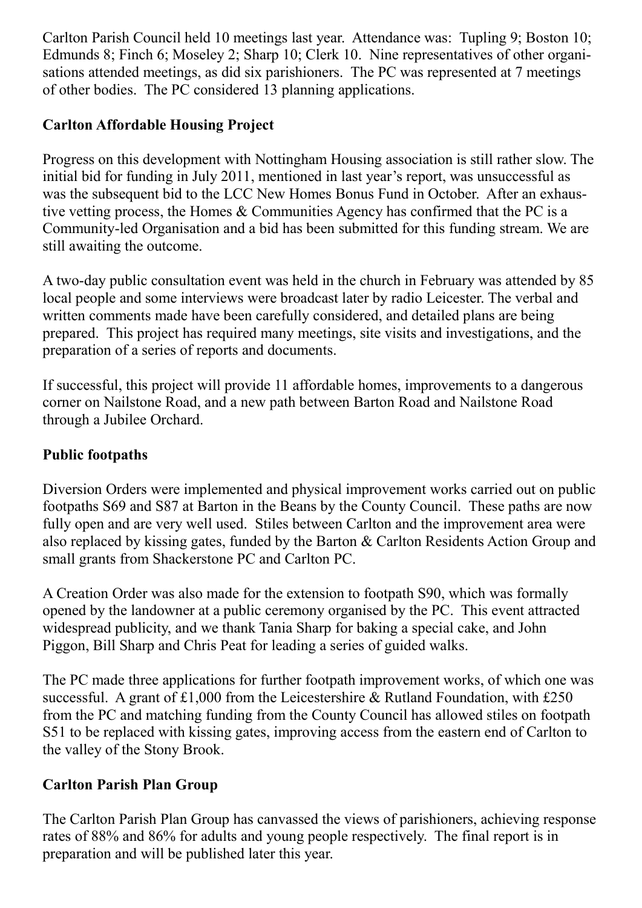Carlton Parish Council held 10 meetings last year. Attendance was: Tupling 9; Boston 10; Edmunds 8; Finch 6; Moseley 2; Sharp 10; Clerk 10. Nine representatives of other organisations attended meetings, as did six parishioners. The PC was represented at 7 meetings of other bodies. The PC considered 13 planning applications.

## Carlton Affordable Housing Project

Progress on this development with Nottingham Housing association is still rather slow. The initial bid for funding in July 2011, mentioned in last year's report, was unsuccessful as was the subsequent bid to the LCC New Homes Bonus Fund in October. After an exhaustive vetting process, the Homes & Communities Agency has confirmed that the PC is a Community-led Organisation and a bid has been submitted for this funding stream. We are still awaiting the outcome.

A two-day public consultation event was held in the church in February was attended by 85 local people and some interviews were broadcast later by radio Leicester. The verbal and written comments made have been carefully considered, and detailed plans are being prepared. This project has required many meetings, site visits and investigations, and the preparation of a series of reports and documents.

If successful, this project will provide 11 affordable homes, improvements to a dangerous corner on Nailstone Road, and a new path between Barton Road and Nailstone Road through a Jubilee Orchard.

## Public footpaths

Diversion Orders were implemented and physical improvement works carried out on public footpaths S69 and S87 at Barton in the Beans by the County Council. These paths are now fully open and are very well used. Stiles between Carlton and the improvement area were also replaced by kissing gates, funded by the Barton & Carlton Residents Action Group and small grants from Shackerstone PC and Carlton PC.

A Creation Order was also made for the extension to footpath S90, which was formally opened by the landowner at a public ceremony organised by the PC. This event attracted widespread publicity, and we thank Tania Sharp for baking a special cake, and John Piggon, Bill Sharp and Chris Peat for leading a series of guided walks.

The PC made three applications for further footpath improvement works, of which one was successful. A grant of £1,000 from the Leicestershire & Rutland Foundation, with £250 from the PC and matching funding from the County Council has allowed stiles on footpath S51 to be replaced with kissing gates, improving access from the eastern end of Carlton to the valley of the Stony Brook.

## Carlton Parish Plan Group

The Carlton Parish Plan Group has canvassed the views of parishioners, achieving response rates of 88% and 86% for adults and young people respectively. The final report is in preparation and will be published later this year.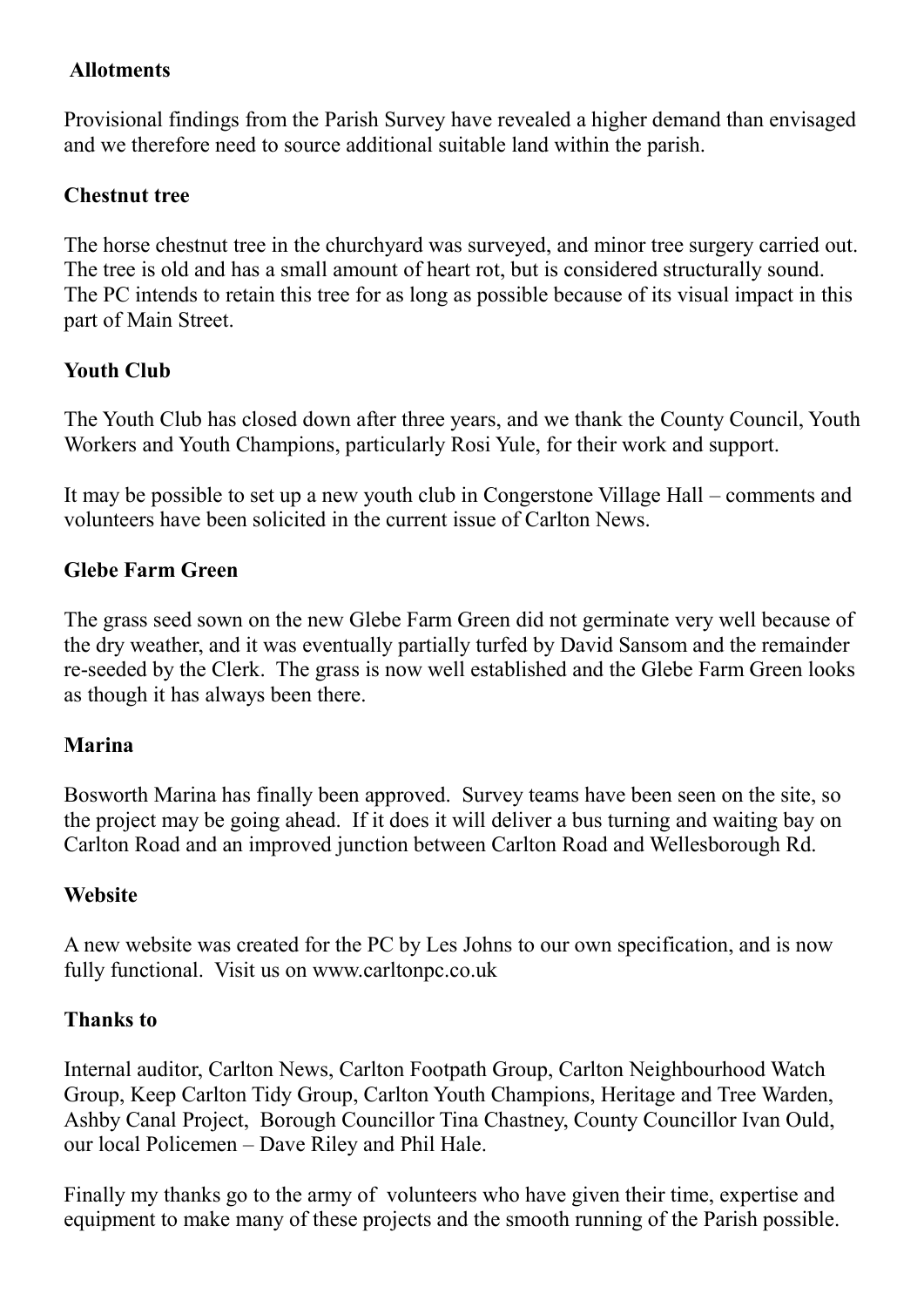## Allotments

Provisional findings from the Parish Survey have revealed a higher demand than envisaged and we therefore need to source additional suitable land within the parish.

## Chestnut tree

The horse chestnut tree in the churchyard was surveyed, and minor tree surgery carried out. The tree is old and has a small amount of heart rot, but is considered structurally sound. The PC intends to retain this tree for as long as possible because of its visual impact in this part of Main Street.

## Youth Club

The Youth Club has closed down after three years, and we thank the County Council, Youth Workers and Youth Champions, particularly Rosi Yule, for their work and support.

It may be possible to set up a new youth club in Congerstone Village Hall – comments and volunteers have been solicited in the current issue of Carlton News.

## Glebe Farm Green

The grass seed sown on the new Glebe Farm Green did not germinate very well because of the dry weather, and it was eventually partially turfed by David Sansom and the remainder re-seeded by the Clerk. The grass is now well established and the Glebe Farm Green looks as though it has always been there.

## Marina

Bosworth Marina has finally been approved. Survey teams have been seen on the site, so the project may be going ahead. If it does it will deliver a bus turning and waiting bay on Carlton Road and an improved junction between Carlton Road and Wellesborough Rd.

## Website

A new website was created for the PC by Les Johns to our own specification, and is now fully functional. Visit us on www.carltonpc.co.uk

## Thanks to

Internal auditor, Carlton News, Carlton Footpath Group, Carlton Neighbourhood Watch Group, Keep Carlton Tidy Group, Carlton Youth Champions, Heritage and Tree Warden, Ashby Canal Project, Borough Councillor Tina Chastney, County Councillor Ivan Ould, our local Policemen – Dave Riley and Phil Hale.

Finally my thanks go to the army of volunteers who have given their time, expertise and equipment to make many of these projects and the smooth running of the Parish possible.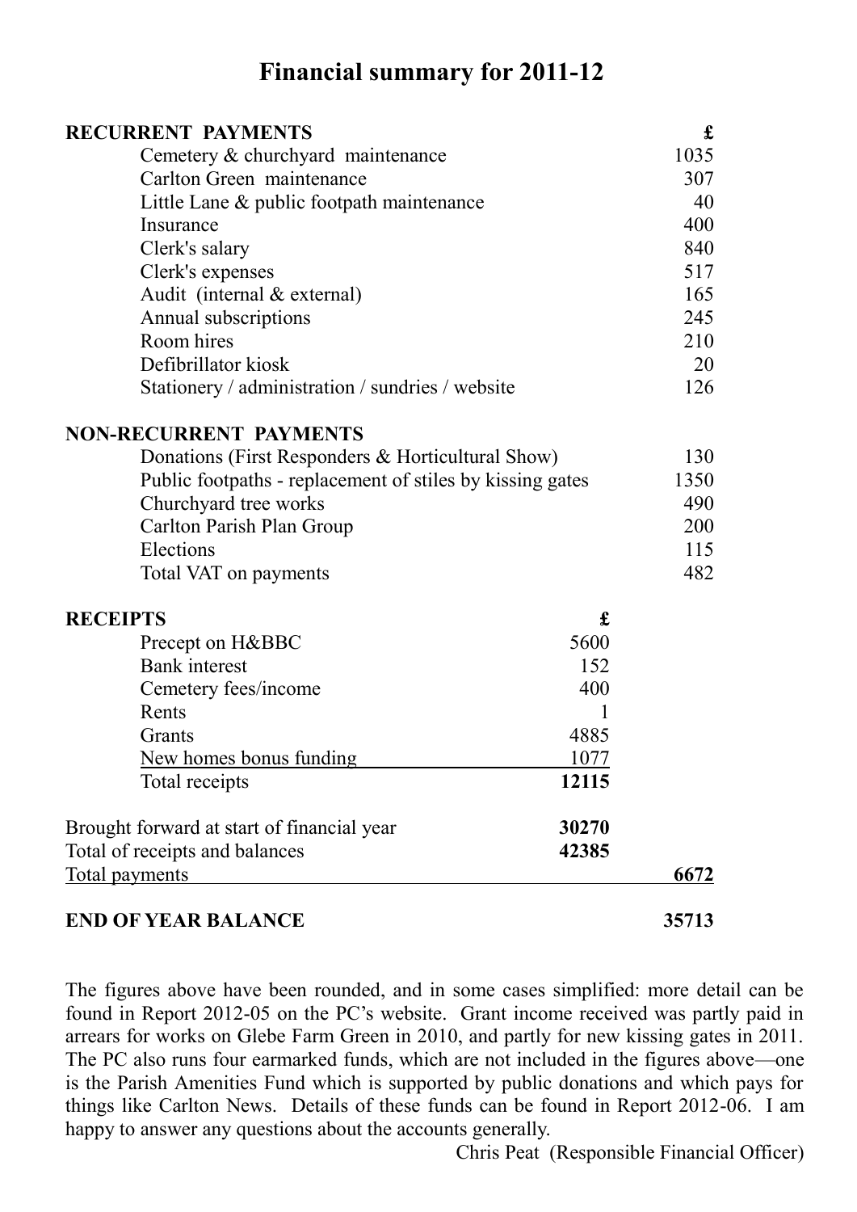# Financial summary for 2011-12

| | | |
|---|---|---|
| **RECURRENT PAYMENTS** | | **£** |
| Cemetery & churchyard maintenance | | 1035 |
| Carlton Green maintenance | | 307 |
| Little Lane & public footpath maintenance | | 40 |
| Insurance | | 400 |
| Clerk's salary | | 840 |
| Clerk's expenses | | 517 |
| Audit (internal & external) | | 165 |
| Annual subscriptions | | 245 |
| Room hires | | 210 |
| Defibrillator kiosk | | 20 |
| Stationery / administration / sundries / website | | 126 |
| **NON-RECURRENT PAYMENTS** | | |
| Donations (First Responders & Horticultural Show) | | 130 |
| Public footpaths - replacement of stiles by kissing gates | | 1350 |
| Churchyard tree works | | 490 |
| Carlton Parish Plan Group | | 200 |
| Elections | | 115 |
| Total VAT on payments | | 482 |
| **RECEIPTS** | **£** | |
| Precept on H&BBC | 5600 | |
| Bank interest | 152 | |
| Cemetery fees/income | 400 | |
| Rents | 1 | |
| Grants | 4885 | |
| New homes bonus funding | 1077 | |
| Total receipts | **12115** | |
| Brought forward at start of financial year | **30270** | |
| Total of receipts and balances | **42385** | |
| Total payments | | **6672** |
| **END OF YEAR BALANCE** | | **35713** |

The figures above have been rounded, and in some cases simplified: more detail can be found in Report 2012-05 on the PC's website. Grant income received was partly paid in arrears for works on Glebe Farm Green in 2010, and partly for new kissing gates in 2011. The PC also runs four earmarked funds, which are not included in the figures above—one is the Parish Amenities Fund which is supported by public donations and which pays for things like Carlton News. Details of these funds can be found in Report 2012-06. I am happy to answer any questions about the accounts generally.

Chris Peat (Responsible Financial Officer)